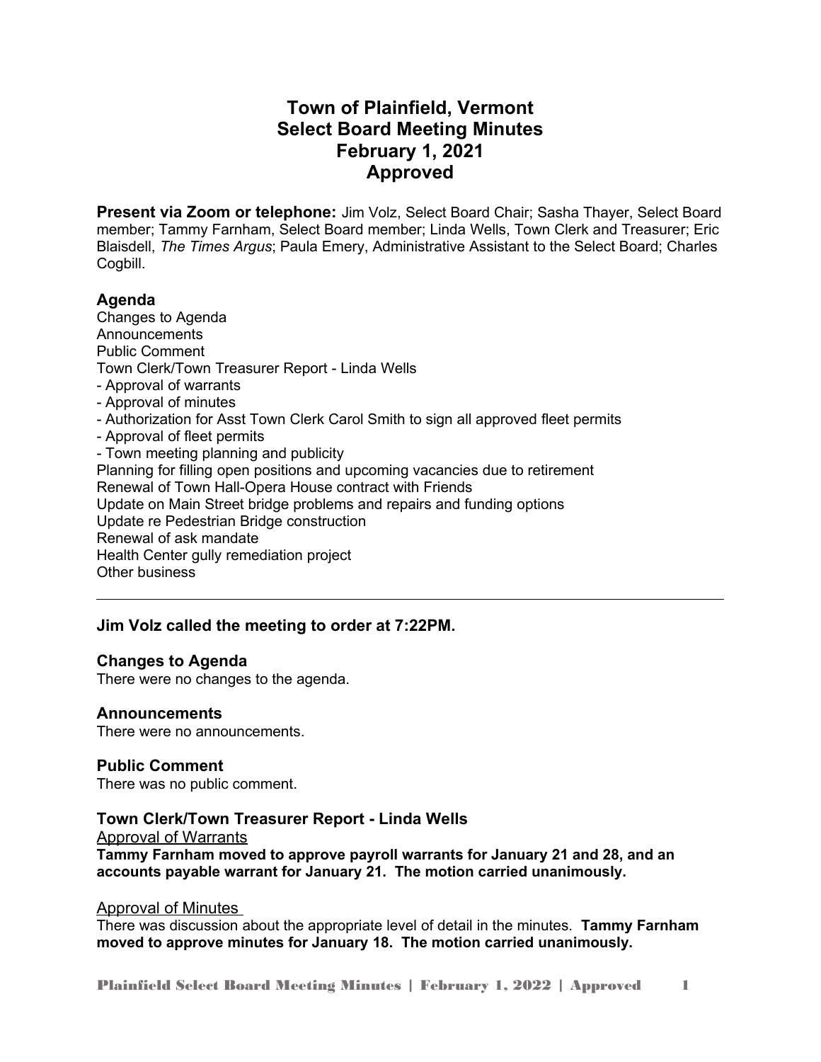# Town of Plainfield, Vermont
# Select Board Meeting Minutes
# February 1, 2021
# Approved

**Present via Zoom or telephone:** Jim Volz, Select Board Chair; Sasha Thayer, Select Board member; Tammy Farnham, Select Board member; Linda Wells, Town Clerk and Treasurer; Eric Blaisdell, *The Times Argus*; Paula Emery, Administrative Assistant to the Select Board; Charles Cogbill.

## Agenda

Changes to Agenda
Announcements
Public Comment
Town Clerk/Town Treasurer Report - Linda Wells
- Approval of warrants
- Approval of minutes
- Authorization for Asst Town Clerk Carol Smith to sign all approved fleet permits
- Approval of fleet permits
- Town meeting planning and publicity

Planning for filling open positions and upcoming vacancies due to retirement
Renewal of Town Hall-Opera House contract with Friends
Update on Main Street bridge problems and repairs and funding options
Update re Pedestrian Bridge construction
Renewal of ask mandate
Health Center gully remediation project
Other business

---

**Jim Volz called the meeting to order at 7:22PM.**

## Changes to Agenda

There were no changes to the agenda.

## Announcements

There were no announcements.

## Public Comment

There was no public comment.

## Town Clerk/Town Treasurer Report - Linda Wells

Approval of Warrants

**Tammy Farnham moved to approve payroll warrants for January 21 and 28, and an accounts payable warrant for January 21. The motion carried unanimously.**

Approval of Minutes

There was discussion about the appropriate level of detail in the minutes. **Tammy Farnham moved to approve minutes for January 18. The motion carried unanimously.**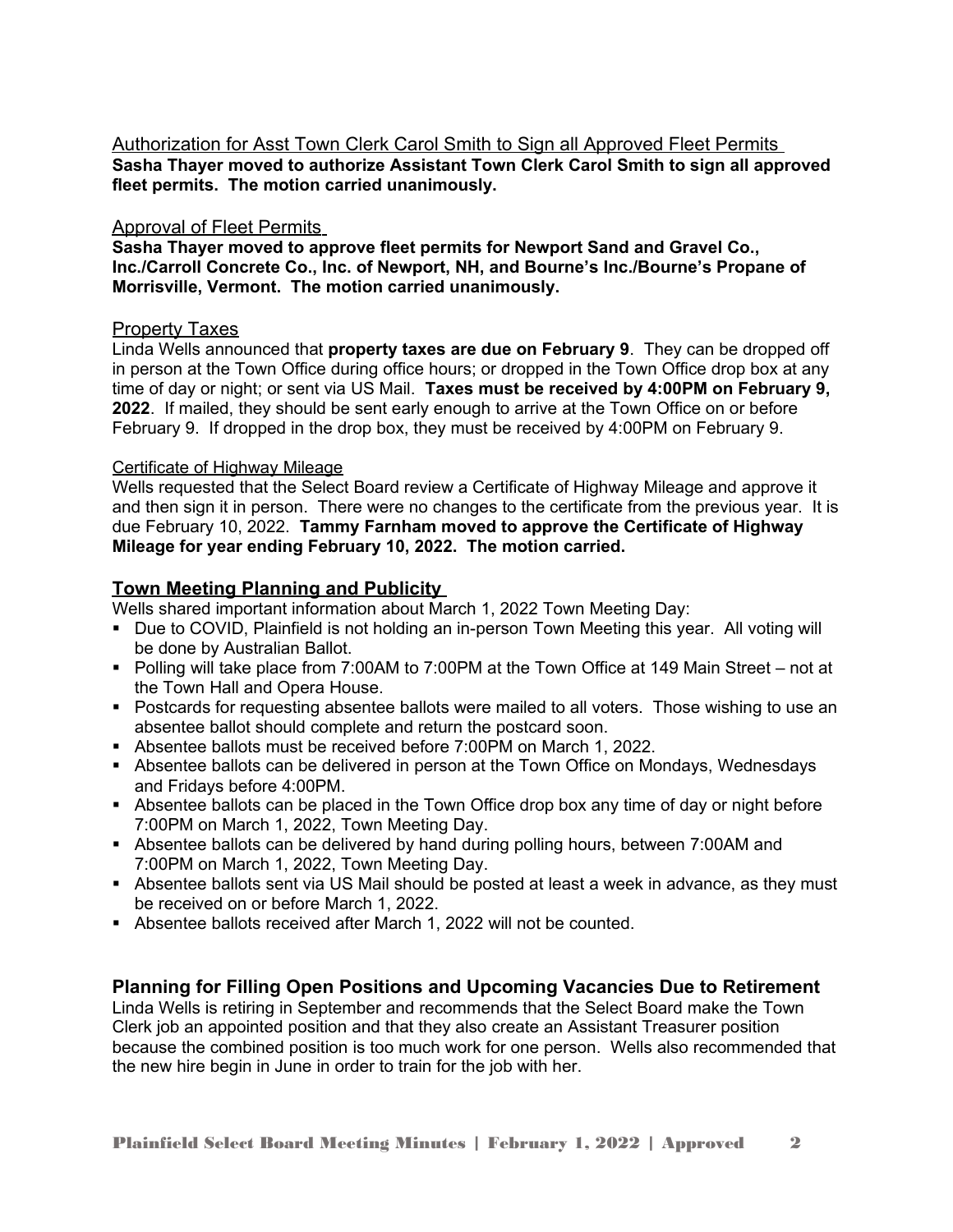Authorization for Asst Town Clerk Carol Smith to Sign all Approved Fleet Permits
**Sasha Thayer moved to authorize Assistant Town Clerk Carol Smith to sign all approved fleet permits. The motion carried unanimously.**

Approval of Fleet Permits
**Sasha Thayer moved to approve fleet permits for Newport Sand and Gravel Co., Inc./Carroll Concrete Co., Inc. of Newport, NH, and Bourne's Inc./Bourne's Propane of Morrisville, Vermont. The motion carried unanimously.**

Property Taxes
Linda Wells announced that **property taxes are due on February 9**. They can be dropped off in person at the Town Office during office hours; or dropped in the Town Office drop box at any time of day or night; or sent via US Mail. **Taxes must be received by 4:00PM on February 9, 2022**. If mailed, they should be sent early enough to arrive at the Town Office on or before February 9. If dropped in the drop box, they must be received by 4:00PM on February 9.

Certificate of Highway Mileage
Wells requested that the Select Board review a Certificate of Highway Mileage and approve it and then sign it in person. There were no changes to the certificate from the previous year. It is due February 10, 2022. **Tammy Farnham moved to approve the Certificate of Highway Mileage for year ending February 10, 2022. The motion carried.**

## Town Meeting Planning and Publicity

Wells shared important information about March 1, 2022 Town Meeting Day:

- Due to COVID, Plainfield is not holding an in-person Town Meeting this year. All voting will be done by Australian Ballot.
- Polling will take place from 7:00AM to 7:00PM at the Town Office at 149 Main Street – not at the Town Hall and Opera House.
- Postcards for requesting absentee ballots were mailed to all voters. Those wishing to use an absentee ballot should complete and return the postcard soon.
- Absentee ballots must be received before 7:00PM on March 1, 2022.
- Absentee ballots can be delivered in person at the Town Office on Mondays, Wednesdays and Fridays before 4:00PM.
- Absentee ballots can be placed in the Town Office drop box any time of day or night before 7:00PM on March 1, 2022, Town Meeting Day.
- Absentee ballots can be delivered by hand during polling hours, between 7:00AM and 7:00PM on March 1, 2022, Town Meeting Day.
- Absentee ballots sent via US Mail should be posted at least a week in advance, as they must be received on or before March 1, 2022.
- Absentee ballots received after March 1, 2022 will not be counted.

## Planning for Filling Open Positions and Upcoming Vacancies Due to Retirement

Linda Wells is retiring in September and recommends that the Select Board make the Town Clerk job an appointed position and that they also create an Assistant Treasurer position because the combined position is too much work for one person. Wells also recommended that the new hire begin in June in order to train for the job with her.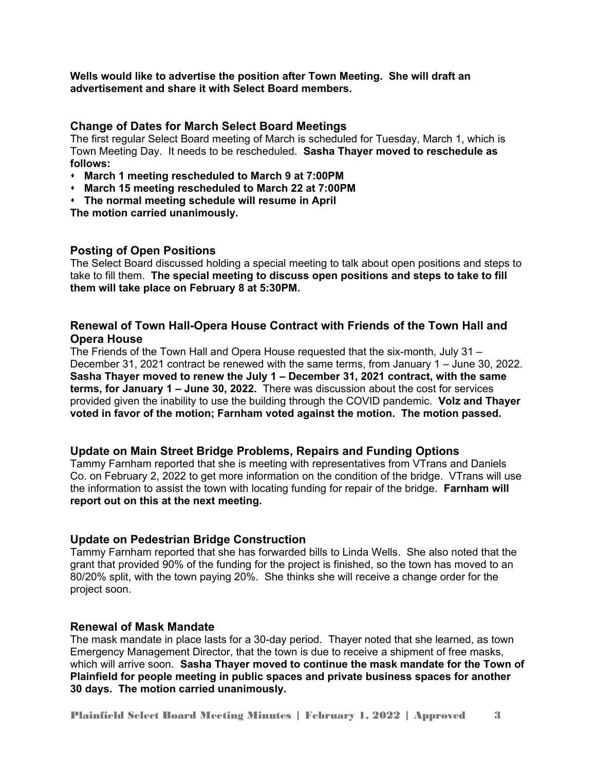**Wells would like to advertise the position after Town Meeting. She will draft an advertisement and share it with Select Board members.**

## Change of Dates for March Select Board Meetings

The first regular Select Board meeting of March is scheduled for Tuesday, March 1, which is Town Meeting Day. It needs to be rescheduled. **Sasha Thayer moved to reschedule as follows:**

- **March 1 meeting rescheduled to March 9 at 7:00PM**
- **March 15 meeting rescheduled to March 22 at 7:00PM**
- **The normal meeting schedule will resume in April**

**The motion carried unanimously.**

## Posting of Open Positions

The Select Board discussed holding a special meeting to talk about open positions and steps to take to fill them. **The special meeting to discuss open positions and steps to take to fill them will take place on February 8 at 5:30PM.**

## Renewal of Town Hall-Opera House Contract with Friends of the Town Hall and Opera House

The Friends of the Town Hall and Opera House requested that the six-month, July 31 – December 31, 2021 contract be renewed with the same terms, from January 1 – June 30, 2022. **Sasha Thayer moved to renew the July 1 – December 31, 2021 contract, with the same terms, for January 1 – June 30, 2022.** There was discussion about the cost for services provided given the inability to use the building through the COVID pandemic. **Volz and Thayer voted in favor of the motion; Farnham voted against the motion. The motion passed.**

## Update on Main Street Bridge Problems, Repairs and Funding Options

Tammy Farnham reported that she is meeting with representatives from VTrans and Daniels Co. on February 2, 2022 to get more information on the condition of the bridge. VTrans will use the information to assist the town with locating funding for repair of the bridge. **Farnham will report out on this at the next meeting.**

## Update on Pedestrian Bridge Construction

Tammy Farnham reported that she has forwarded bills to Linda Wells. She also noted that the grant that provided 90% of the funding for the project is finished, so the town has moved to an 80/20% split, with the town paying 20%. She thinks she will receive a change order for the project soon.

## Renewal of Mask Mandate

The mask mandate in place lasts for a 30-day period. Thayer noted that she learned, as town Emergency Management Director, that the town is due to receive a shipment of free masks, which will arrive soon. **Sasha Thayer moved to continue the mask mandate for the Town of Plainfield for people meeting in public spaces and private business spaces for another 30 days. The motion carried unanimously.**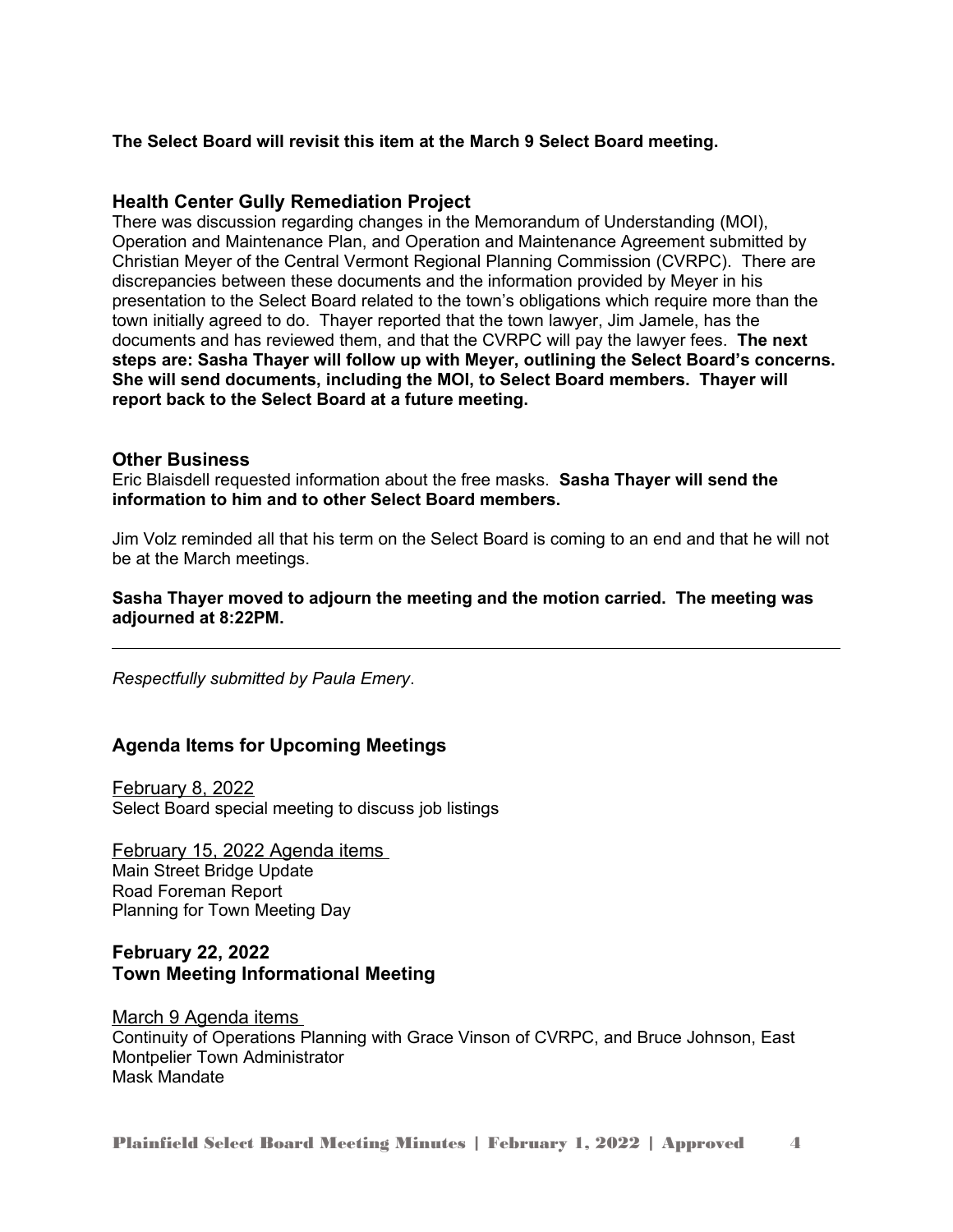**The Select Board will revisit this item at the March 9 Select Board meeting.**

### Health Center Gully Remediation Project

There was discussion regarding changes in the Memorandum of Understanding (MOI), Operation and Maintenance Plan, and Operation and Maintenance Agreement submitted by Christian Meyer of the Central Vermont Regional Planning Commission (CVRPC). There are discrepancies between these documents and the information provided by Meyer in his presentation to the Select Board related to the town's obligations which require more than the town initially agreed to do. Thayer reported that the town lawyer, Jim Jamele, has the documents and has reviewed them, and that the CVRPC will pay the lawyer fees. **The next steps are: Sasha Thayer will follow up with Meyer, outlining the Select Board's concerns. She will send documents, including the MOI, to Select Board members. Thayer will report back to the Select Board at a future meeting.**

### Other Business

Eric Blaisdell requested information about the free masks. **Sasha Thayer will send the information to him and to other Select Board members.**

Jim Volz reminded all that his term on the Select Board is coming to an end and that he will not be at the March meetings.

**Sasha Thayer moved to adjourn the meeting and the motion carried. The meeting was adjourned at 8:22PM.**

---

*Respectfully submitted by Paula Emery*.

### Agenda Items for Upcoming Meetings

February 8, 2022
Select Board special meeting to discuss job listings

February 15, 2022 Agenda items
Main Street Bridge Update
Road Foreman Report
Planning for Town Meeting Day

**February 22, 2022**
**Town Meeting Informational Meeting**

March 9 Agenda items
Continuity of Operations Planning with Grace Vinson of CVRPC, and Bruce Johnson, East Montpelier Town Administrator
Mask Mandate